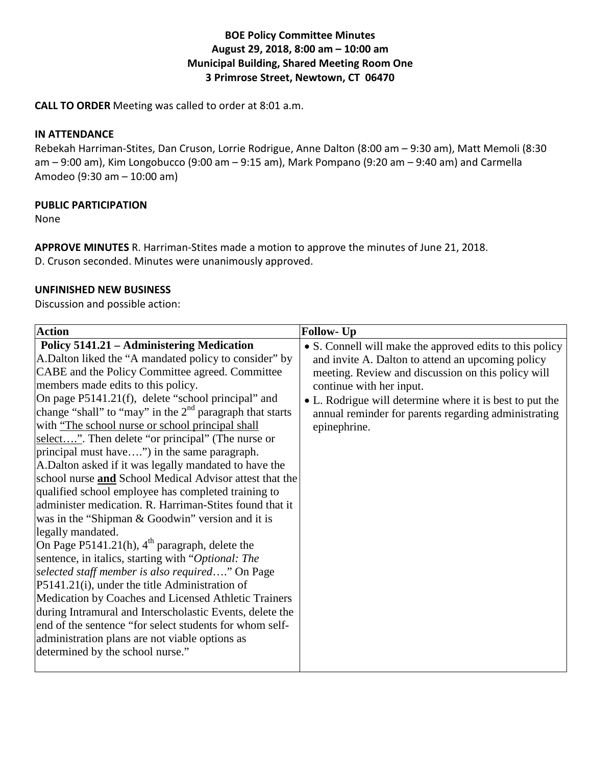**BOE Policy Committee Minutes**
**August 29, 2018, 8:00 am – 10:00 am**
**Municipal Building, Shared Meeting Room One**
**3 Primrose Street, Newtown, CT 06470**

**CALL TO ORDER** Meeting was called to order at 8:01 a.m.

**IN ATTENDANCE**
Rebekah Harriman-Stites, Dan Cruson, Lorrie Rodrigue, Anne Dalton (8:00 am – 9:30 am), Matt Memoli (8:30 am – 9:00 am), Kim Longobucco (9:00 am – 9:15 am), Mark Pompano (9:20 am – 9:40 am) and Carmella Amodeo (9:30 am – 10:00 am)

**PUBLIC PARTICIPATION**
None

**APPROVE MINUTES** R. Harriman-Stites made a motion to approve the minutes of June 21, 2018. D. Cruson seconded. Minutes were unanimously approved.

**UNFINISHED NEW BUSINESS**
Discussion and possible action:

| Action | Follow- Up |
|---|---|
| **Policy 5141.21 – Administering Medication** A.Dalton liked the "A mandated policy to consider" by CABE and the Policy Committee agreed. Committee members made edits to this policy. On page P5141.21(f), delete "school principal" and change "shall" to "may" in the 2nd paragraph that starts with "The school nurse or school principal shall select….". Then delete "or principal" (The nurse or principal must have….") in the same paragraph. A.Dalton asked if it was legally mandated to have the school nurse **and** School Medical Advisor attest that the qualified school employee has completed training to administer medication. R. Harriman-Stites found that it was in the "Shipman & Goodwin" version and it is legally mandated. On Page P5141.21(h), 4th paragraph, delete the sentence, in italics, starting with "*Optional: The selected staff member is also required*…." On Page P5141.21(i), under the title Administration of Medication by Coaches and Licensed Athletic Trainers during Intramural and Interscholastic Events, delete the end of the sentence "for select students for whom self-administration plans are not viable options as determined by the school nurse." | • S. Connell will make the approved edits to this policy and invite A. Dalton to attend an upcoming policy meeting. Review and discussion on this policy will continue with her input. • L. Rodrigue will determine where it is best to put the annual reminder for parents regarding administrating epinephrine. |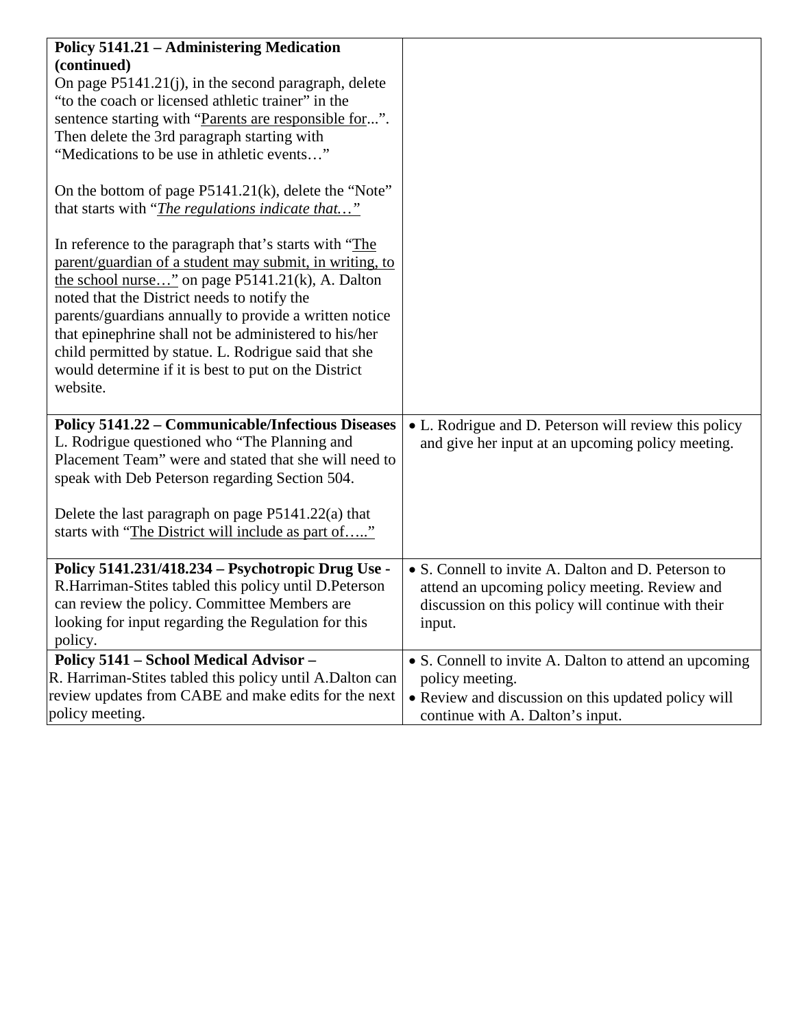| | |
|---|---|
| **Policy 5141.21 – Administering Medication (continued)**<br>On page P5141.21(j), in the second paragraph, delete "to the coach or licensed athletic trainer" in the sentence starting with "Parents are responsible for...". Then delete the 3rd paragraph starting with "Medications to be use in athletic events…"<br><br>On the bottom of page P5141.21(k), delete the "Note" that starts with "*The regulations indicate that…*"<br><br>In reference to the paragraph that's starts with "The parent/guardian of a student may submit, in writing, to the school nurse…" on page P5141.21(k), A. Dalton noted that the District needs to notify the parents/guardians annually to provide a written notice that epinephrine shall not be administered to his/her child permitted by statue. L. Rodrigue said that she would determine if it is best to put on the District website. | |
| **Policy 5141.22 – Communicable/Infectious Diseases**<br>L. Rodrigue questioned who "The Planning and Placement Team" were and stated that she will need to speak with Deb Peterson regarding Section 504.<br><br>Delete the last paragraph on page P5141.22(a) that starts with "The District will include as part of….." | • L. Rodrigue and D. Peterson will review this policy and give her input at an upcoming policy meeting. |
| **Policy 5141.231/418.234 – Psychotropic Drug Use -** R.Harriman-Stites tabled this policy until D.Peterson can review the policy. Committee Members are looking for input regarding the Regulation for this policy. | • S. Connell to invite A. Dalton and D. Peterson to attend an upcoming policy meeting. Review and discussion on this policy will continue with their input. |
| **Policy 5141 – School Medical Advisor –**<br>R. Harriman-Stites tabled this policy until A.Dalton can review updates from CABE and make edits for the next policy meeting. | • S. Connell to invite A. Dalton to attend an upcoming policy meeting.<br>• Review and discussion on this updated policy will continue with A. Dalton's input. |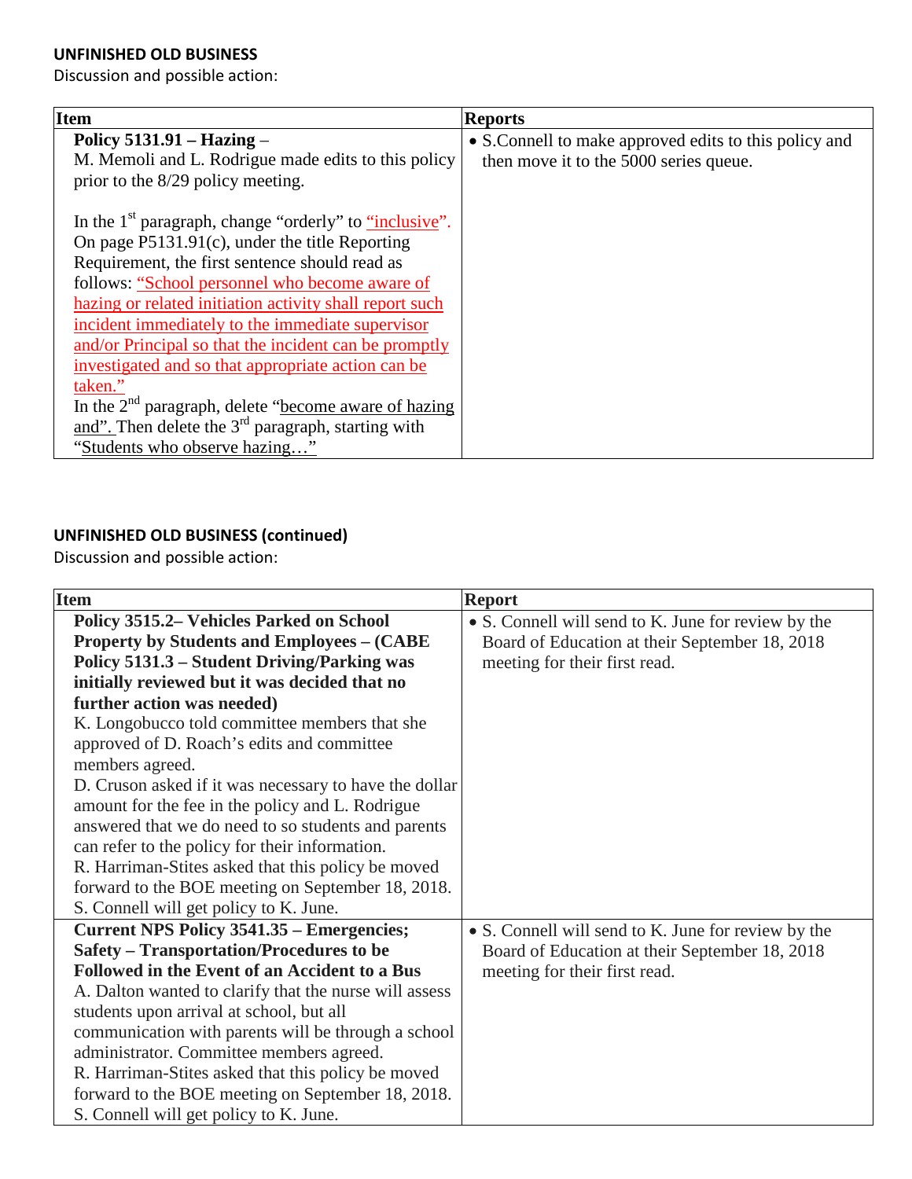**UNFINISHED OLD BUSINESS**

Discussion and possible action:

| Item | Reports |
|---|---|
| **Policy 5131.91 – Hazing** – <br>M. Memoli and L. Rodrigue made edits to this policy prior to the 8/29 policy meeting.<br><br>In the 1st paragraph, change "orderly" to "inclusive". On page P5131.91(c), under the title Reporting Requirement, the first sentence should read as follows: "School personnel who become aware of hazing or related initiation activity shall report such incident immediately to the immediate supervisor and/or Principal so that the incident can be promptly investigated and so that appropriate action can be taken."<br>In the 2nd paragraph, delete "become aware of hazing and". Then delete the 3rd paragraph, starting with "Students who observe hazing…" | • S.Connell to make approved edits to this policy and then move it to the 5000 series queue. |

**UNFINISHED OLD BUSINESS (continued)**

Discussion and possible action:

| Item | Report |
|---|---|
| **Policy 3515.2– Vehicles Parked on School Property by Students and Employees – (CABE Policy 5131.3 – Student Driving/Parking was initially reviewed but it was decided that no further action was needed)**<br>K. Longobucco told committee members that she approved of D. Roach's edits and committee members agreed.<br>D. Cruson asked if it was necessary to have the dollar amount for the fee in the policy and L. Rodrigue answered that we do need to so students and parents can refer to the policy for their information.<br>R. Harriman-Stites asked that this policy be moved forward to the BOE meeting on September 18, 2018.<br>S. Connell will get policy to K. June. | • S. Connell will send to K. June for review by the Board of Education at their September 18, 2018 meeting for their first read. |
| **Current NPS Policy 3541.35 – Emergencies; Safety – Transportation/Procedures to be Followed in the Event of an Accident to a Bus**<br>A. Dalton wanted to clarify that the nurse will assess students upon arrival at school, but all communication with parents will be through a school administrator. Committee members agreed.<br>R. Harriman-Stites asked that this policy be moved forward to the BOE meeting on September 18, 2018.<br>S. Connell will get policy to K. June. | • S. Connell will send to K. June for review by the Board of Education at their September 18, 2018 meeting for their first read. |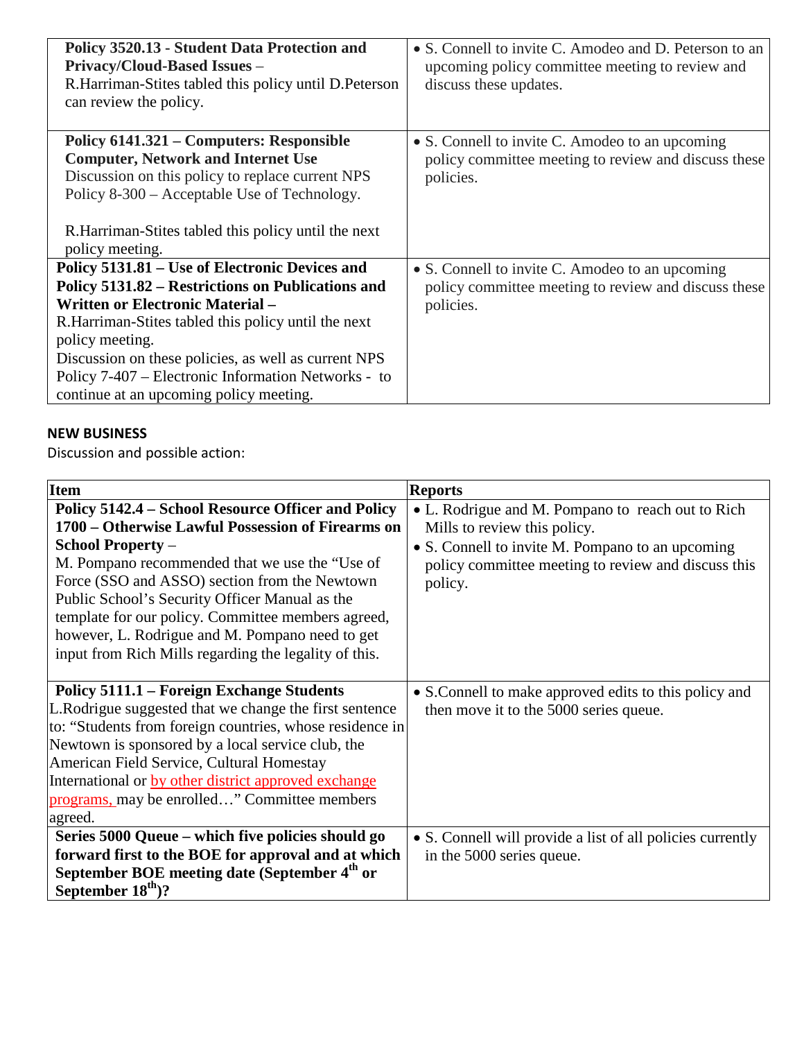| | |
|---|---|
| **Policy 3520.13 - Student Data Protection and Privacy/Cloud-Based Issues** – R.Harriman-Stites tabled this policy until D.Peterson can review the policy. | • S. Connell to invite C. Amodeo and D. Peterson to an upcoming policy committee meeting to review and discuss these updates. |
| **Policy 6141.321 – Computers: Responsible Computer, Network and Internet Use** Discussion on this policy to replace current NPS Policy 8-300 – Acceptable Use of Technology. <br><br> R.Harriman-Stites tabled this policy until the next policy meeting. | • S. Connell to invite C. Amodeo to an upcoming policy committee meeting to review and discuss these policies. |
| **Policy 5131.81 – Use of Electronic Devices and Policy 5131.82 – Restrictions on Publications and Written or Electronic Material** – R.Harriman-Stites tabled this policy until the next policy meeting. Discussion on these policies, as well as current NPS Policy 7-407 – Electronic Information Networks - to continue at an upcoming policy meeting. | • S. Connell to invite C. Amodeo to an upcoming policy committee meeting to review and discuss these policies. |

**NEW BUSINESS**

Discussion and possible action:

| Item | Reports |
|---|---|
| **Policy 5142.4 – School Resource Officer and Policy 1700 – Otherwise Lawful Possession of Firearms on School Property** – M. Pompano recommended that we use the "Use of Force (SSO and ASSO) section from the Newtown Public School's Security Officer Manual as the template for our policy. Committee members agreed, however, L. Rodrigue and M. Pompano need to get input from Rich Mills regarding the legality of this. | • L. Rodrigue and M. Pompano to reach out to Rich Mills to review this policy. <br> • S. Connell to invite M. Pompano to an upcoming policy committee meeting to review and discuss this policy. |
| **Policy 5111.1 – Foreign Exchange Students** L.Rodrigue suggested that we change the first sentence to: "Students from foreign countries, whose residence in Newtown is sponsored by a local service club, the American Field Service, Cultural Homestay International or by other district approved exchange programs, may be enrolled…" Committee members agreed. | • S.Connell to make approved edits to this policy and then move it to the 5000 series queue. |
| **Series 5000 Queue – which five policies should go forward first to the BOE for approval and at which September BOE meeting date (September 4th or September 18th)?** | • S. Connell will provide a list of all policies currently in the 5000 series queue. |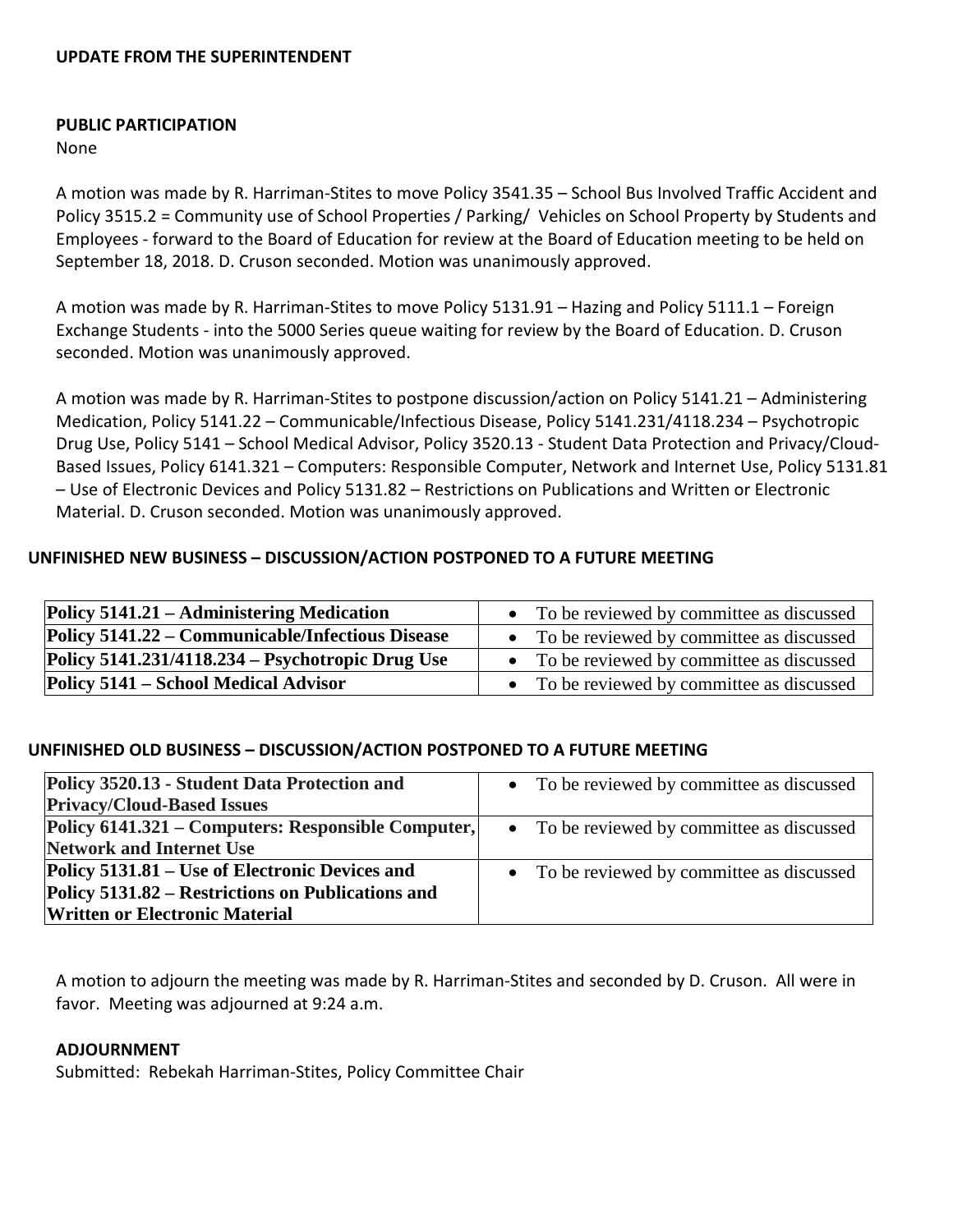**UPDATE FROM THE SUPERINTENDENT**

**PUBLIC PARTICIPATION**
None

A motion was made by R. Harriman-Stites to move Policy 3541.35 – School Bus Involved Traffic Accident and Policy 3515.2 = Community use of School Properties / Parking/ Vehicles on School Property by Students and Employees - forward to the Board of Education for review at the Board of Education meeting to be held on September 18, 2018. D. Cruson seconded. Motion was unanimously approved.

A motion was made by R. Harriman-Stites to move Policy 5131.91 – Hazing and Policy 5111.1 – Foreign Exchange Students - into the 5000 Series queue waiting for review by the Board of Education. D. Cruson seconded. Motion was unanimously approved.

A motion was made by R. Harriman-Stites to postpone discussion/action on Policy 5141.21 – Administering Medication, Policy 5141.22 – Communicable/Infectious Disease, Policy 5141.231/4118.234 – Psychotropic Drug Use, Policy 5141 – School Medical Advisor, Policy 3520.13 - Student Data Protection and Privacy/Cloud-Based Issues, Policy 6141.321 – Computers: Responsible Computer, Network and Internet Use, Policy 5131.81 – Use of Electronic Devices and Policy 5131.82 – Restrictions on Publications and Written or Electronic Material. D. Cruson seconded. Motion was unanimously approved.

**UNFINISHED NEW BUSINESS – DISCUSSION/ACTION POSTPONED TO A FUTURE MEETING**

| | |
|---|---|
| **Policy 5141.21 – Administering Medication** | • To be reviewed by committee as discussed |
| **Policy 5141.22 – Communicable/Infectious Disease** | • To be reviewed by committee as discussed |
| **Policy 5141.231/4118.234 – Psychotropic Drug Use** | • To be reviewed by committee as discussed |
| **Policy 5141 – School Medical Advisor** | • To be reviewed by committee as discussed |

**UNFINISHED OLD BUSINESS – DISCUSSION/ACTION POSTPONED TO A FUTURE MEETING**

| | |
|---|---|
| **Policy 3520.13 - Student Data Protection and Privacy/Cloud-Based Issues** | • To be reviewed by committee as discussed |
| **Policy 6141.321 – Computers: Responsible Computer, Network and Internet Use** | • To be reviewed by committee as discussed |
| **Policy 5131.81 – Use of Electronic Devices and Policy 5131.82 – Restrictions on Publications and Written or Electronic Material** | • To be reviewed by committee as discussed |

A motion to adjourn the meeting was made by R. Harriman-Stites and seconded by D. Cruson. All were in favor. Meeting was adjourned at 9:24 a.m.

**ADJOURNMENT**
Submitted: Rebekah Harriman-Stites, Policy Committee Chair